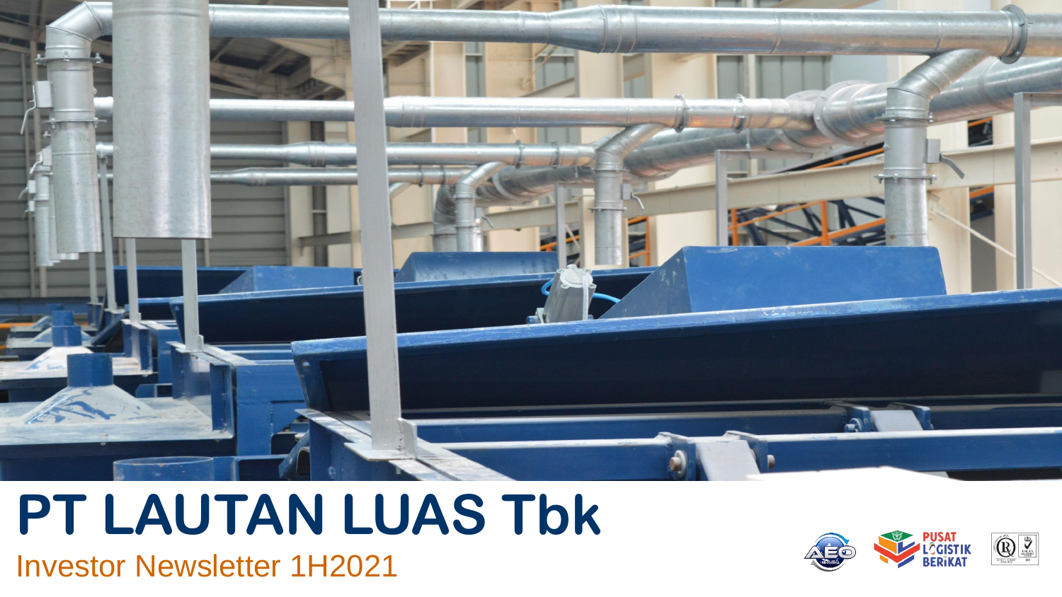# PT LAUTAN LUAS Tbk

Investor Newsletter 1H2021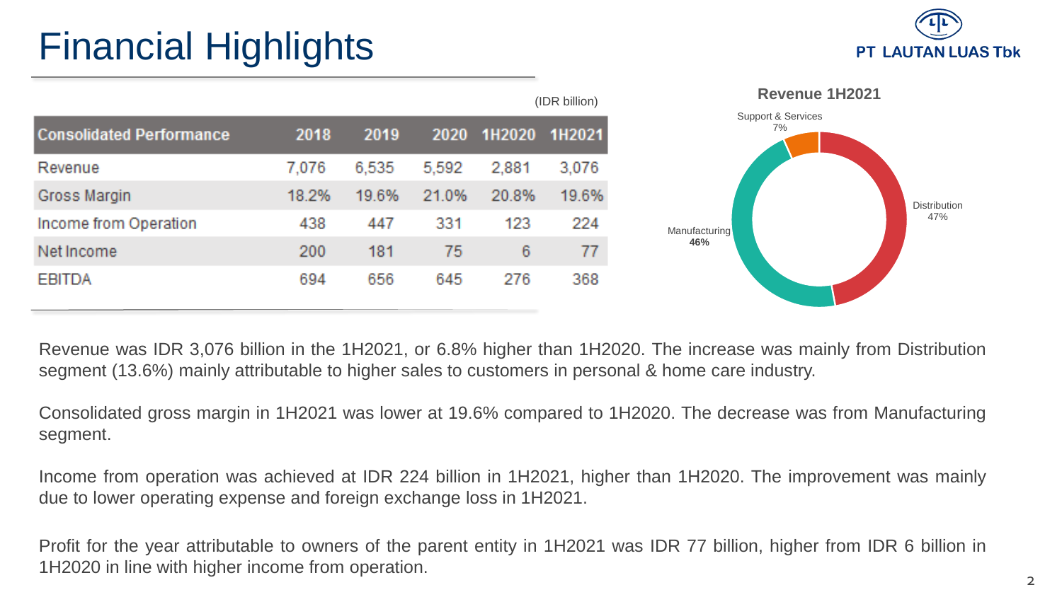# Financial Highlights

PT LAUTAN LUAS Tbk

(IDR billion)

| Consolidated Performance | 2018 | 2019 | 2020 | 1H2020 | 1H2021 |
|---|---|---|---|---|---|
| Revenue | 7,076 | 6,535 | 5,592 | 2,881 | 3,076 |
| Gross Margin | 18.2% | 19.6% | 21.0% | 20.8% | 19.6% |
| Income from Operation | 438 | 447 | 331 | 123 | 224 |
| Net Income | 200 | 181 | 75 | 6 | 77 |
| EBITDA | 694 | 656 | 645 | 276 | 368 |

**Revenue 1H2021**

- Distribution 47%
- Manufacturing **46%**
- Support & Services 7%

Revenue was IDR 3,076 billion in the 1H2021, or 6.8% higher than 1H2020. The increase was mainly from Distribution segment (13.6%) mainly attributable to higher sales to customers in personal & home care industry.

Consolidated gross margin in 1H2021 was lower at 19.6% compared to 1H2020. The decrease was from Manufacturing segment.

Income from operation was achieved at IDR 224 billion in 1H2021, higher than 1H2020. The improvement was mainly due to lower operating expense and foreign exchange loss in 1H2021.

Profit for the year attributable to owners of the parent entity in 1H2021 was IDR 77 billion, higher from IDR 6 billion in 1H2020 in line with higher income from operation.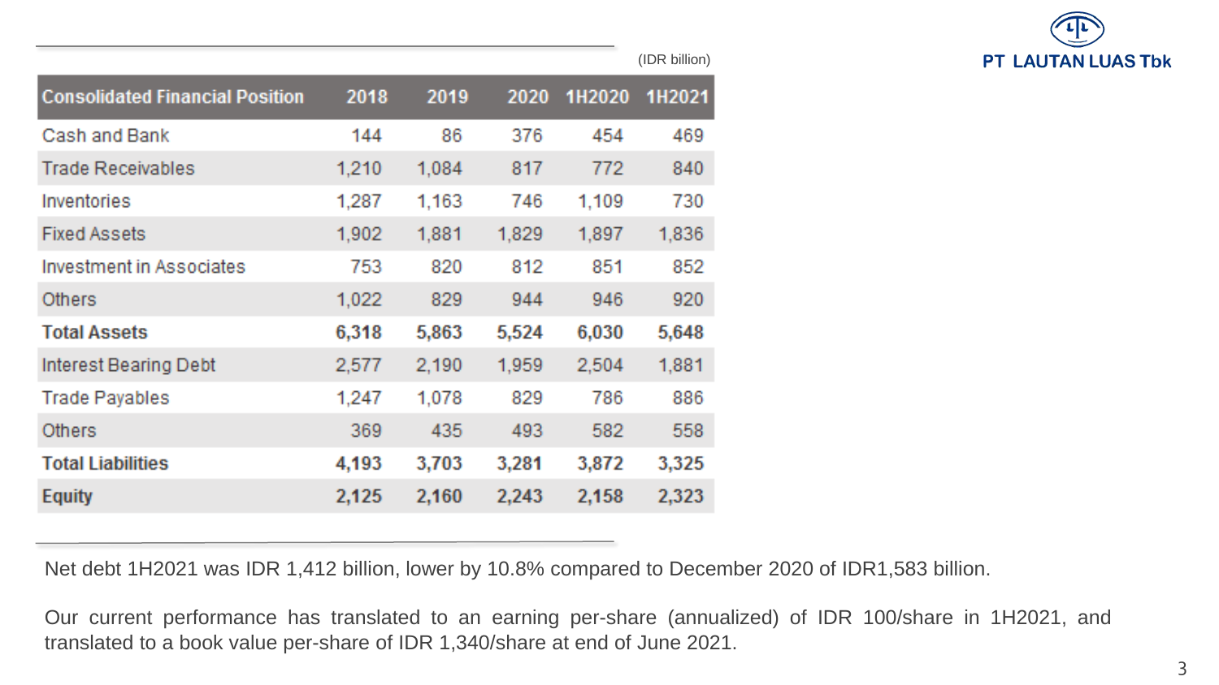PT LAUTAN LUAS Tbk

(IDR billion)

| Consolidated Financial Position | 2018 | 2019 | 2020 | 1H2020 | 1H2021 |
|---|---|---|---|---|---|
| Cash and Bank | 144 | 86 | 376 | 454 | 469 |
| Trade Receivables | 1,210 | 1,084 | 817 | 772 | 840 |
| Inventories | 1,287 | 1,163 | 746 | 1,109 | 730 |
| Fixed Assets | 1,902 | 1,881 | 1,829 | 1,897 | 1,836 |
| Investment in Associates | 753 | 820 | 812 | 851 | 852 |
| Others | 1,022 | 829 | 944 | 946 | 920 |
| **Total Assets** | **6,318** | **5,863** | **5,524** | **6,030** | **5,648** |
| Interest Bearing Debt | 2,577 | 2,190 | 1,959 | 2,504 | 1,881 |
| Trade Payables | 1,247 | 1,078 | 829 | 786 | 886 |
| Others | 369 | 435 | 493 | 582 | 558 |
| **Total Liabilities** | **4,193** | **3,703** | **3,281** | **3,872** | **3,325** |
| **Equity** | **2,125** | **2,160** | **2,243** | **2,158** | **2,323** |

Net debt 1H2021 was IDR 1,412 billion, lower by 10.8% compared to December 2020 of IDR1,583 billion.

Our current performance has translated to an earning per-share (annualized) of IDR 100/share in 1H2021, and translated to a book value per-share of IDR 1,340/share at end of June 2021.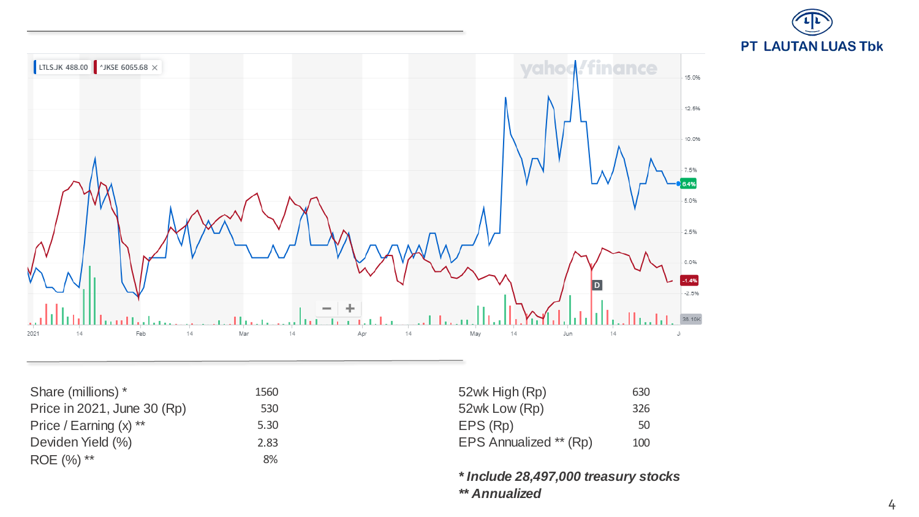PT LAUTAN LUAS Tbk

| | |
|---|---|
| Share (millions) * | 1560 |
| Price in 2021, June 30 (Rp) | 530 |
| Price / Earning (x) ** | 5.30 |
| Deviden Yield (%) | 2.83 |
| ROE (%) ** | 8% |

| | |
|---|---|
| 52wk High (Rp) | 630 |
| 52wk Low (Rp) | 326 |
| EPS (Rp) | 50 |
| EPS Annualized ** (Rp) | 100 |

***Include 28,497,000 treasury stocks***

***** Annualized***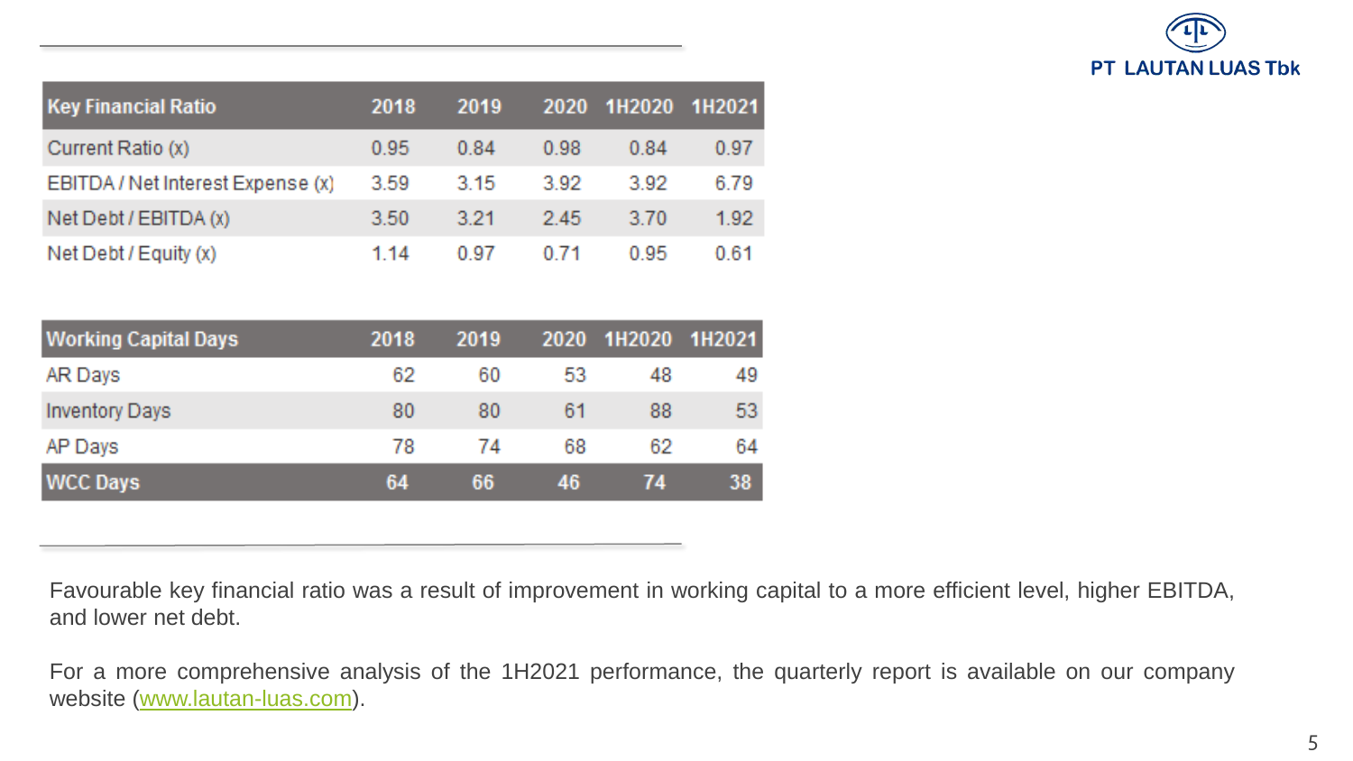| Key Financial Ratio | 2018 | 2019 | 2020 | 1H2020 | 1H2021 |
|---|---|---|---|---|---|
| Current Ratio (x) | 0.95 | 0.84 | 0.98 | 0.84 | 0.97 |
| EBITDA / Net Interest Expense (x) | 3.59 | 3.15 | 3.92 | 3.92 | 6.79 |
| Net Debt / EBITDA (x) | 3.50 | 3.21 | 2.45 | 3.70 | 1.92 |
| Net Debt / Equity (x) | 1.14 | 0.97 | 0.71 | 0.95 | 0.61 |

| Working Capital Days | 2018 | 2019 | 2020 | 1H2020 | 1H2021 |
|---|---|---|---|---|---|
| AR Days | 62 | 60 | 53 | 48 | 49 |
| Inventory Days | 80 | 80 | 61 | 88 | 53 |
| AP Days | 78 | 74 | 68 | 62 | 64 |
| **WCC Days** | **64** | **66** | **46** | **74** | **38** |

Favourable key financial ratio was a result of improvement in working capital to a more efficient level, higher EBITDA, and lower net debt.

For a more comprehensive analysis of the 1H2021 performance, the quarterly report is available on our company website (www.lautan-luas.com).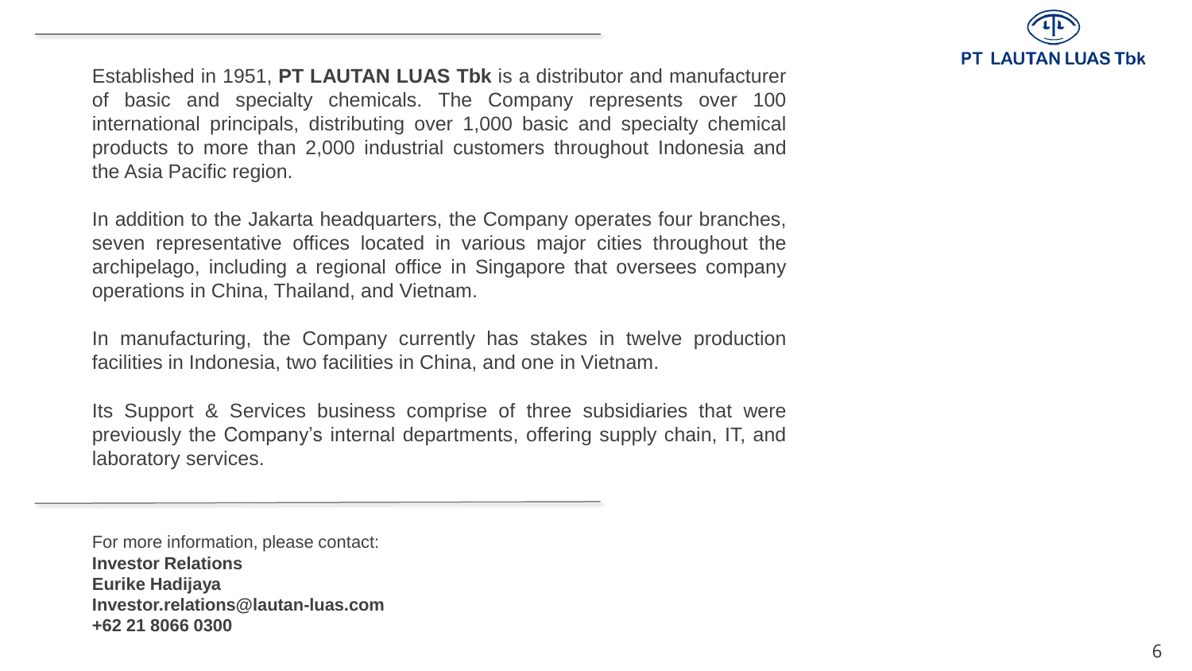**PT LAUTAN LUAS Tbk**

Established in 1951, **PT LAUTAN LUAS Tbk** is a distributor and manufacturer of basic and specialty chemicals. The Company represents over 100 international principals, distributing over 1,000 basic and specialty chemical products to more than 2,000 industrial customers throughout Indonesia and the Asia Pacific region.

In addition to the Jakarta headquarters, the Company operates four branches, seven representative offices located in various major cities throughout the archipelago, including a regional office in Singapore that oversees company operations in China, Thailand, and Vietnam.

In manufacturing, the Company currently has stakes in twelve production facilities in Indonesia, two facilities in China, and one in Vietnam.

Its Support & Services business comprise of three subsidiaries that were previously the Company's internal departments, offering supply chain, IT, and laboratory services.

For more information, please contact:
**Investor Relations**
**Eurike Hadijaya**
**Investor.relations@lautan-luas.com**
**+62 21 8066 0300**